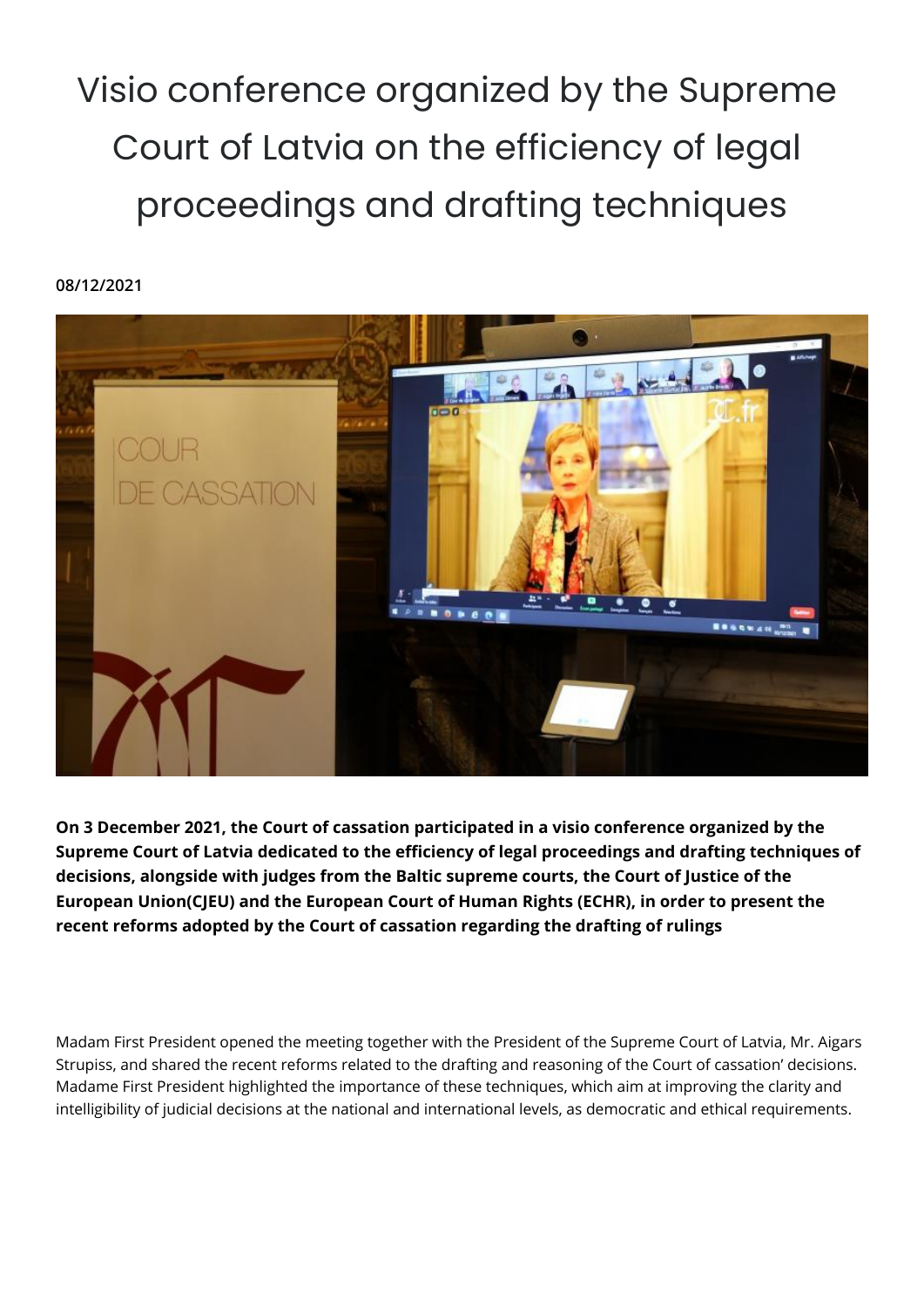# Visio conference organized by the Supreme Court of Latvia on the efficiency of legal proceedings and drafting techniques

**08/12/2021**

**On 3 December 2021, the Court of cassation participated in a visio conference organized by the Supreme Court of Latvia dedicated to the efficiency of legal proceedings and drafting techniques of decisions, alongside with judges from the Baltic supreme courts, the Court of Justice of the European Union(CJEU) and the European Court of Human Rights (ECHR), in order to present the recent reforms adopted by the Court of cassation regarding the drafting of rulings**

Madam First President opened the meeting together with the President of the Supreme Court of Latvia, Mr. Aigars Strupiss, and shared the recent reforms related to the drafting and reasoning of the Court of cassation' decisions. Madame First President highlighted the importance of these techniques, which aim at improving the clarity and intelligibility of judicial decisions at the national and international levels, as democratic and ethical requirements.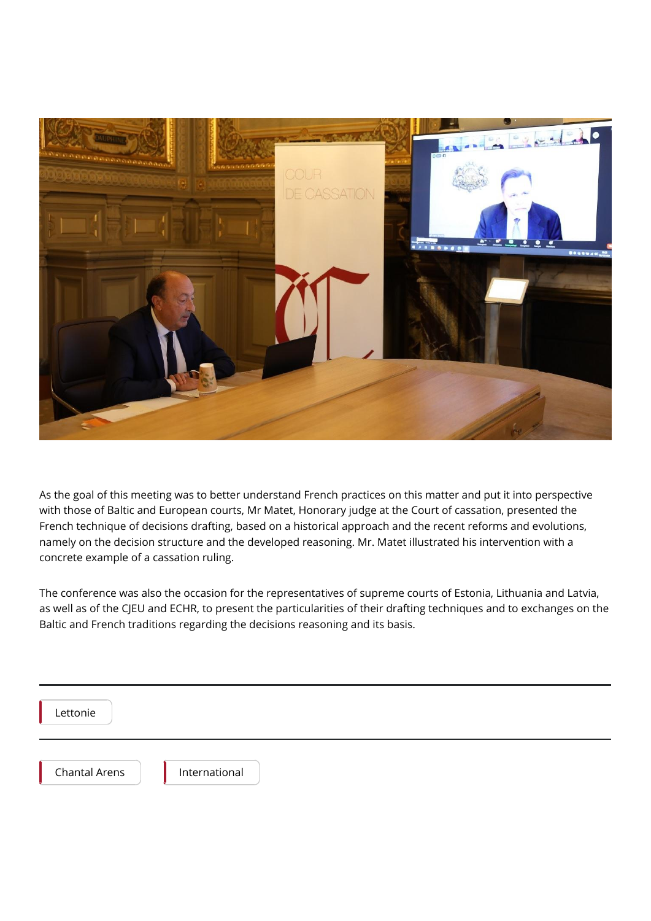As the goal of this meeting was to better understand French practices on this matter and put it into perspective with those of Baltic and European courts, Mr Matet, Honorary judge at the Court of cassation, presented the French technique of decisions drafting, based on a historical approach and the recent reforms and evolutions, namely on the decision structure and the developed reasoning. Mr. Matet illustrated his intervention with a concrete example of a cassation ruling.

The conference was also the occasion for the representatives of supreme courts of Estonia, Lithuania and Latvia, as well as of the CJEU and ECHR, to present the particularities of their drafting techniques and to exchanges on the Baltic and French traditions regarding the decisions reasoning and its basis.

Lettonie

Chantal Arens

International